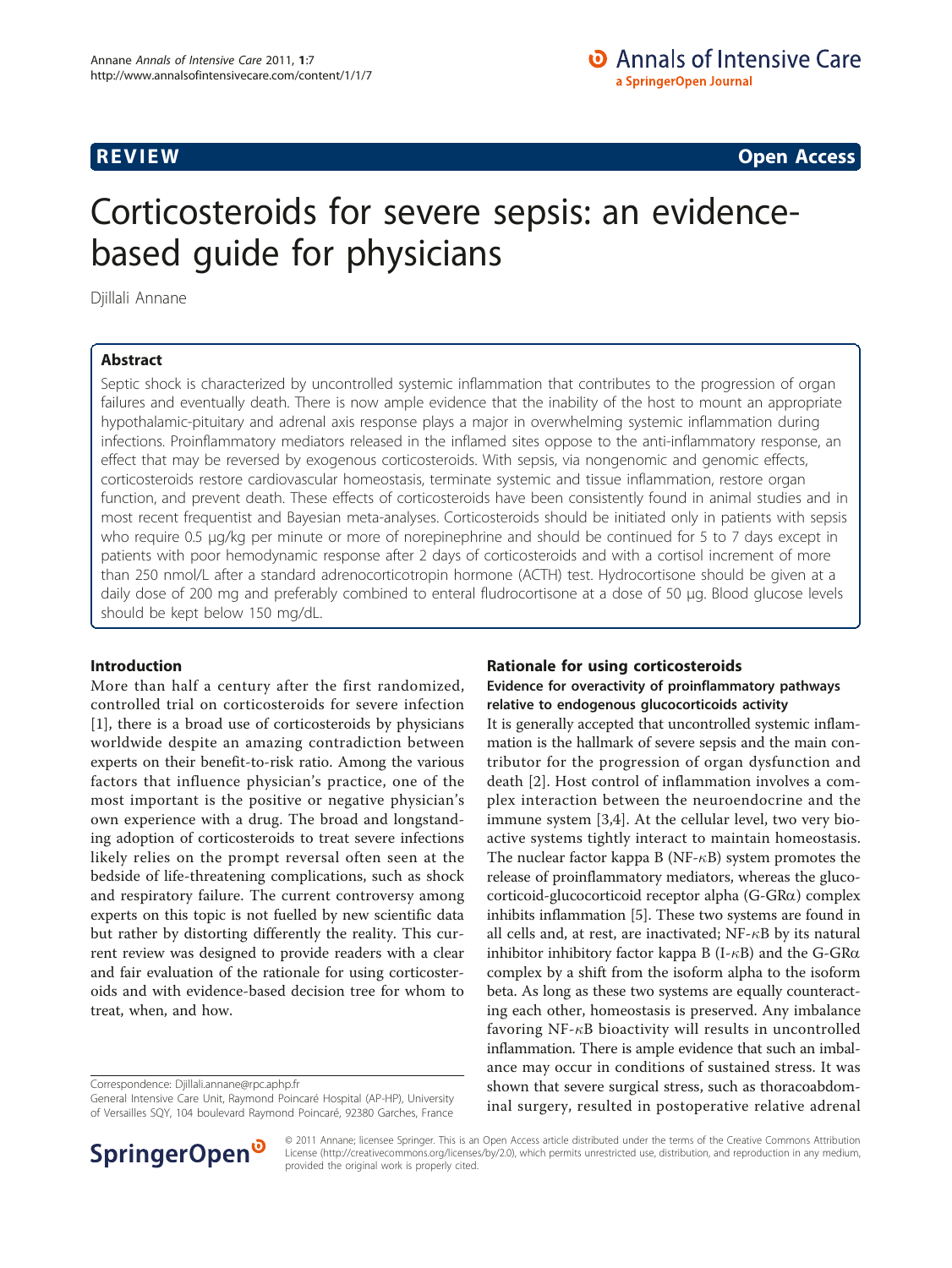**REVIEW** **Open Access**

# Corticosteroids for severe sepsis: an evidence-based guide for physicians

Djillali Annane

## Abstract

Septic shock is characterized by uncontrolled systemic inflammation that contributes to the progression of organ failures and eventually death. There is now ample evidence that the inability of the host to mount an appropriate hypothalamic-pituitary and adrenal axis response plays a major in overwhelming systemic inflammation during infections. Proinflammatory mediators released in the inflamed sites oppose to the anti-inflammatory response, an effect that may be reversed by exogenous corticosteroids. With sepsis, via nongenomic and genomic effects, corticosteroids restore cardiovascular homeostasis, terminate systemic and tissue inflammation, restore organ function, and prevent death. These effects of corticosteroids have been consistently found in animal studies and in most recent frequentist and Bayesian meta-analyses. Corticosteroids should be initiated only in patients with sepsis who require 0.5 μg/kg per minute or more of norepinephrine and should be continued for 5 to 7 days except in patients with poor hemodynamic response after 2 days of corticosteroids and with a cortisol increment of more than 250 nmol/L after a standard adrenocorticotropin hormone (ACTH) test. Hydrocortisone should be given at a daily dose of 200 mg and preferably combined to enteral fludrocortisone at a dose of 50 μg. Blood glucose levels should be kept below 150 mg/dL.

## Introduction

More than half a century after the first randomized, controlled trial on corticosteroids for severe infection [1], there is a broad use of corticosteroids by physicians worldwide despite an amazing contradiction between experts on their benefit-to-risk ratio. Among the various factors that influence physician's practice, one of the most important is the positive or negative physician's own experience with a drug. The broad and longstanding adoption of corticosteroids to treat severe infections likely relies on the prompt reversal often seen at the bedside of life-threatening complications, such as shock and respiratory failure. The current controversy among experts on this topic is not fuelled by new scientific data but rather by distorting differently the reality. This current review was designed to provide readers with a clear and fair evaluation of the rationale for using corticosteroids and with evidence-based decision tree for whom to treat, when, and how.

## Rationale for using corticosteroids

### Evidence for overactivity of proinflammatory pathways relative to endogenous glucocorticoids activity

It is generally accepted that uncontrolled systemic inflammation is the hallmark of severe sepsis and the main contributor for the progression of organ dysfunction and death [2]. Host control of inflammation involves a complex interaction between the neuroendocrine and the immune system [3,4]. At the cellular level, two very bioactive systems tightly interact to maintain homeostasis. The nuclear factor kappa B (NF-κB) system promotes the release of proinflammatory mediators, whereas the glucocorticoid-glucocorticoid receptor alpha (G-GRα) complex inhibits inflammation [5]. These two systems are found in all cells and, at rest, are inactivated; NF-κB by its natural inhibitor inhibitory factor kappa B (I-κB) and the G-GRα complex by a shift from the isoform alpha to the isoform beta. As long as these two systems are equally counteracting each other, homeostasis is preserved. Any imbalance favoring NF-κB bioactivity will results in uncontrolled inflammation. There is ample evidence that such an imbalance may occur in conditions of sustained stress. It was shown that severe surgical stress, such as thoracoabdominal surgery, resulted in postoperative relative adrenal

Correspondence: Djillali.annane@rpc.aphp.fr
General Intensive Care Unit, Raymond Poincaré Hospital (AP-HP), University of Versailles SQY, 104 boulevard Raymond Poincaré, 92380 Garches, France

© 2011 Annane; licensee Springer. This is an Open Access article distributed under the terms of the Creative Commons Attribution License (http://creativecommons.org/licenses/by/2.0), which permits unrestricted use, distribution, and reproduction in any medium, provided the original work is properly cited.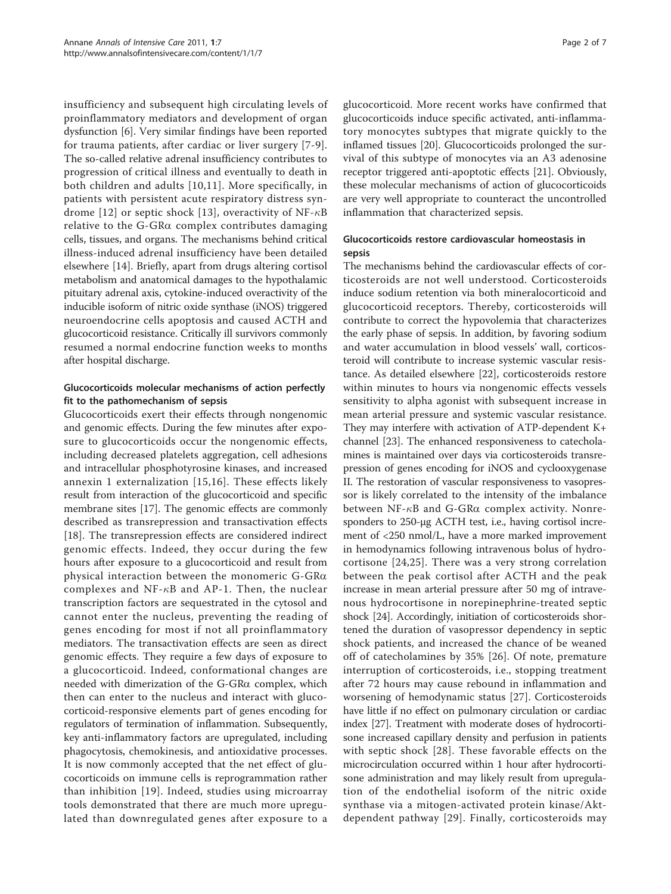insufficiency and subsequent high circulating levels of proinflammatory mediators and development of organ dysfunction [6]. Very similar findings have been reported for trauma patients, after cardiac or liver surgery [7-9]. The so-called relative adrenal insufficiency contributes to progression of critical illness and eventually to death in both children and adults [10,11]. More specifically, in patients with persistent acute respiratory distress syndrome [12] or septic shock [13], overactivity of NF-$\kappa$B relative to the G-GR$\alpha$ complex contributes damaging cells, tissues, and organs. The mechanisms behind critical illness-induced adrenal insufficiency have been detailed elsewhere [14]. Briefly, apart from drugs altering cortisol metabolism and anatomical damages to the hypothalamic pituitary adrenal axis, cytokine-induced overactivity of the inducible isoform of nitric oxide synthase (iNOS) triggered neuroendocrine cells apoptosis and caused ACTH and glucocorticoid resistance. Critically ill survivors commonly resumed a normal endocrine function weeks to months after hospital discharge.

### Glucocorticoids molecular mechanisms of action perfectly fit to the pathomechanism of sepsis

Glucocorticoids exert their effects through nongenomic and genomic effects. During the few minutes after exposure to glucocorticoids occur the nongenomic effects, including decreased platelets aggregation, cell adhesions and intracellular phosphotyrosine kinases, and increased annexin 1 externalization [15,16]. These effects likely result from interaction of the glucocorticoid and specific membrane sites [17]. The genomic effects are commonly described as transrepression and transactivation effects [18]. The transrepression effects are considered indirect genomic effects. Indeed, they occur during the few hours after exposure to a glucocorticoid and result from physical interaction between the monomeric G-GR$\alpha$ complexes and NF-$\kappa$B and AP-1. Then, the nuclear transcription factors are sequestrated in the cytosol and cannot enter the nucleus, preventing the reading of genes encoding for most if not all proinflammatory mediators. The transactivation effects are seen as direct genomic effects. They require a few days of exposure to a glucocorticoid. Indeed, conformational changes are needed with dimerization of the G-GR$\alpha$ complex, which then can enter to the nucleus and interact with glucocorticoid-responsive elements part of genes encoding for regulators of termination of inflammation. Subsequently, key anti-inflammatory factors are upregulated, including phagocytosis, chemokinesis, and antioxidative processes. It is now commonly accepted that the net effect of glucocorticoids on immune cells is reprogrammation rather than inhibition [19]. Indeed, studies using microarray tools demonstrated that there are much more upregulated than downregulated genes after exposure to a glucocorticoid. More recent works have confirmed that glucocorticoids induce specific activated, anti-inflammatory monocytes subtypes that migrate quickly to the inflamed tissues [20]. Glucocorticoids prolonged the survival of this subtype of monocytes via an A3 adenosine receptor triggered anti-apoptotic effects [21]. Obviously, these molecular mechanisms of action of glucocorticoids are very well appropriate to counteract the uncontrolled inflammation that characterized sepsis.

### Glucocorticoids restore cardiovascular homeostasis in sepsis

The mechanisms behind the cardiovascular effects of corticosteroids are not well understood. Corticosteroids induce sodium retention via both mineralocorticoid and glucocorticoid receptors. Thereby, corticosteroids will contribute to correct the hypovolemia that characterizes the early phase of sepsis. In addition, by favoring sodium and water accumulation in blood vessels' wall, corticosteroid will contribute to increase systemic vascular resistance. As detailed elsewhere [22], corticosteroids restore within minutes to hours via nongenomic effects vessels sensitivity to alpha agonist with subsequent increase in mean arterial pressure and systemic vascular resistance. They may interfere with activation of ATP-dependent K+ channel [23]. The enhanced responsiveness to catecholamines is maintained over days via corticosteroids transrepression of genes encoding for iNOS and cyclooxygenase II. The restoration of vascular responsiveness to vasopressor is likely correlated to the intensity of the imbalance between NF-$\kappa$B and G-GR$\alpha$ complex activity. Nonresponders to 250-μg ACTH test, i.e., having cortisol increment of <250 nmol/L, have a more marked improvement in hemodynamics following intravenous bolus of hydrocortisone [24,25]. There was a very strong correlation between the peak cortisol after ACTH and the peak increase in mean arterial pressure after 50 mg of intravenous hydrocortisone in norepinephrine-treated septic shock [24]. Accordingly, initiation of corticosteroids shortened the duration of vasopressor dependency in septic shock patients, and increased the chance of be weaned off of catecholamines by 35% [26]. Of note, premature interruption of corticosteroids, i.e., stopping treatment after 72 hours may cause rebound in inflammation and worsening of hemodynamic status [27]. Corticosteroids have little if no effect on pulmonary circulation or cardiac index [27]. Treatment with moderate doses of hydrocortisone increased capillary density and perfusion in patients with septic shock [28]. These favorable effects on the microcirculation occurred within 1 hour after hydrocortisone administration and may likely result from upregulation of the endothelial isoform of the nitric oxide synthase via a mitogen-activated protein kinase/Akt-dependent pathway [29]. Finally, corticosteroids may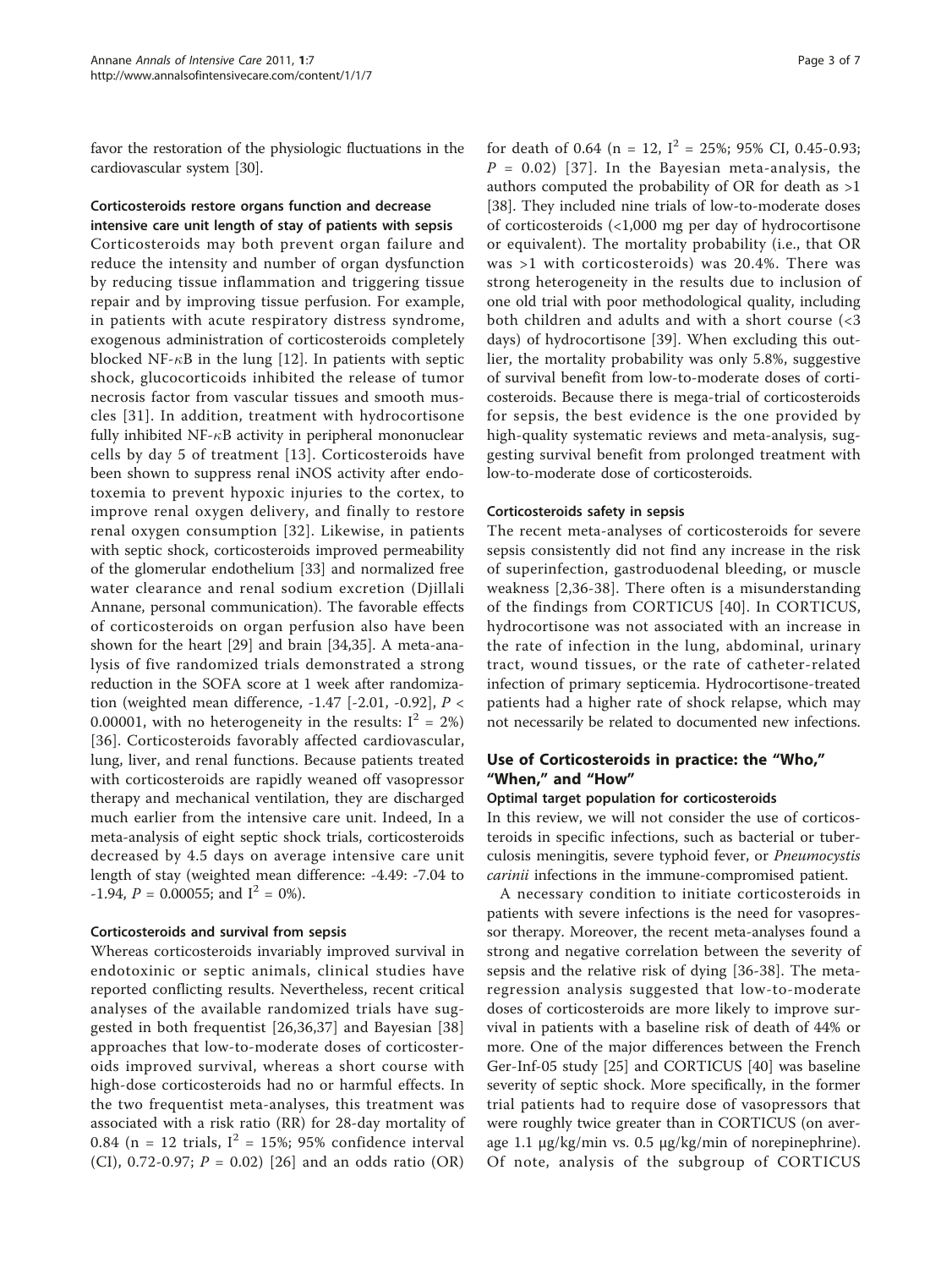favor the restoration of the physiologic fluctuations in the cardiovascular system [30].

### Corticosteroids restore organs function and decrease intensive care unit length of stay of patients with sepsis

Corticosteroids may both prevent organ failure and reduce the intensity and number of organ dysfunction by reducing tissue inflammation and triggering tissue repair and by improving tissue perfusion. For example, in patients with acute respiratory distress syndrome, exogenous administration of corticosteroids completely blocked NF-$\kappa$B in the lung [12]. In patients with septic shock, glucocorticoids inhibited the release of tumor necrosis factor from vascular tissues and smooth muscles [31]. In addition, treatment with hydrocortisone fully inhibited NF-$\kappa$B activity in peripheral mononuclear cells by day 5 of treatment [13]. Corticosteroids have been shown to suppress renal iNOS activity after endotoxemia to prevent hypoxic injuries to the cortex, to improve renal oxygen delivery, and finally to restore renal oxygen consumption [32]. Likewise, in patients with septic shock, corticosteroids improved permeability of the glomerular endothelium [33] and normalized free water clearance and renal sodium excretion (Djillali Annane, personal communication). The favorable effects of corticosteroids on organ perfusion also have been shown for the heart [29] and brain [34,35]. A meta-analysis of five randomized trials demonstrated a strong reduction in the SOFA score at 1 week after randomization (weighted mean difference, -1.47 [-2.01, -0.92], $P < 0.00001$, with no heterogeneity in the results: $I^2 = 2\%$) [36]. Corticosteroids favorably affected cardiovascular, lung, liver, and renal functions. Because patients treated with corticosteroids are rapidly weaned off vasopressor therapy and mechanical ventilation, they are discharged much earlier from the intensive care unit. Indeed, In a meta-analysis of eight septic shock trials, corticosteroids decreased by 4.5 days on average intensive care unit length of stay (weighted mean difference: -4.49: -7.04 to -1.94, $P = 0.00055$; and $I^2 = 0\%$).

### Corticosteroids and survival from sepsis

Whereas corticosteroids invariably improved survival in endotoxinic or septic animals, clinical studies have reported conflicting results. Nevertheless, recent critical analyses of the available randomized trials have suggested in both frequentist [26,36,37] and Bayesian [38] approaches that low-to-moderate doses of corticosteroids improved survival, whereas a short course with high-dose corticosteroids had no or harmful effects. In the two frequentist meta-analyses, this treatment was associated with a risk ratio (RR) for 28-day mortality of 0.84 (n = 12 trials, $I^2 = 15\%$; 95% confidence interval (CI), 0.72-0.97; $P = 0.02$) [26] and an odds ratio (OR) for death of 0.64 (n = 12, $I^2 = 25\%$; 95% CI, 0.45-0.93; $P = 0.02$) [37]. In the Bayesian meta-analysis, the authors computed the probability of OR for death as >1 [38]. They included nine trials of low-to-moderate doses of corticosteroids (<1,000 mg per day of hydrocortisone or equivalent). The mortality probability (i.e., that OR was >1 with corticosteroids) was 20.4%. There was strong heterogeneity in the results due to inclusion of one old trial with poor methodological quality, including both children and adults and with a short course (<3 days) of hydrocortisone [39]. When excluding this outlier, the mortality probability was only 5.8%, suggestive of survival benefit from low-to-moderate doses of corticosteroids. Because there is mega-trial of corticosteroids for sepsis, the best evidence is the one provided by high-quality systematic reviews and meta-analysis, suggesting survival benefit from prolonged treatment with low-to-moderate dose of corticosteroids.

### Corticosteroids safety in sepsis

The recent meta-analyses of corticosteroids for severe sepsis consistently did not find any increase in the risk of superinfection, gastroduodenal bleeding, or muscle weakness [2,36-38]. There often is a misunderstanding of the findings from CORTICUS [40]. In CORTICUS, hydrocortisone was not associated with an increase in the rate of infection in the lung, abdominal, urinary tract, wound tissues, or the rate of catheter-related infection of primary septicemia. Hydrocortisone-treated patients had a higher rate of shock relapse, which may not necessarily be related to documented new infections.

## Use of Corticosteroids in practice: the "Who," "When," and "How"

### Optimal target population for corticosteroids

In this review, we will not consider the use of corticosteroids in specific infections, such as bacterial or tuberculosis meningitis, severe typhoid fever, or *Pneumocystis carinii* infections in the immune-compromised patient.

A necessary condition to initiate corticosteroids in patients with severe infections is the need for vasopressor therapy. Moreover, the recent meta-analyses found a strong and negative correlation between the severity of sepsis and the relative risk of dying [36-38]. The meta-regression analysis suggested that low-to-moderate doses of corticosteroids are more likely to improve survival in patients with a baseline risk of death of 44% or more. One of the major differences between the French Ger-Inf-05 study [25] and CORTICUS [40] was baseline severity of septic shock. More specifically, in the former trial patients had to require dose of vasopressors that were roughly twice greater than in CORTICUS (on average 1.1 μg/kg/min vs. 0.5 μg/kg/min of norepinephrine). Of note, analysis of the subgroup of CORTICUS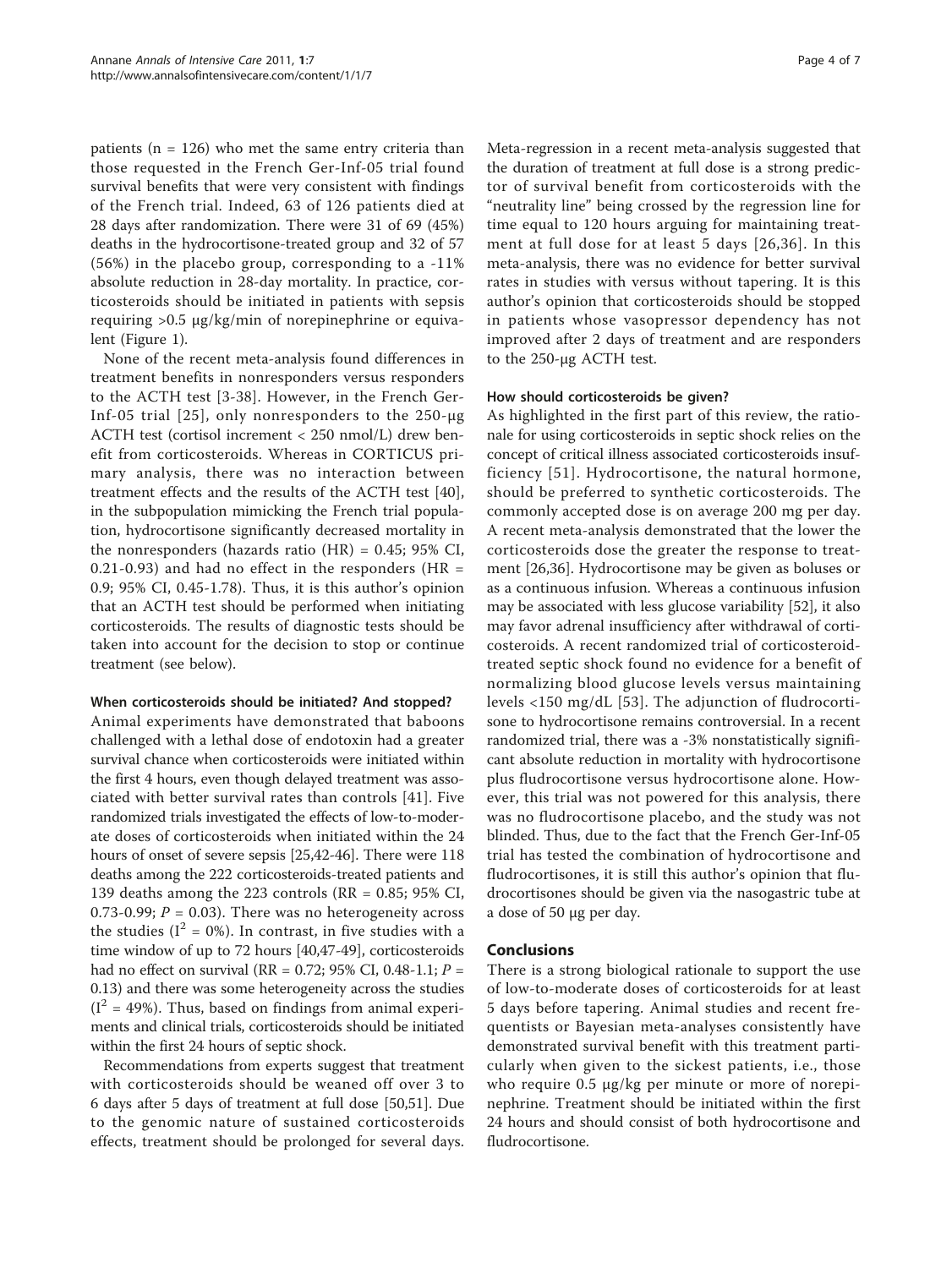patients (n = 126) who met the same entry criteria than those requested in the French Ger-Inf-05 trial found survival benefits that were very consistent with findings of the French trial. Indeed, 63 of 126 patients died at 28 days after randomization. There were 31 of 69 (45%) deaths in the hydrocortisone-treated group and 32 of 57 (56%) in the placebo group, corresponding to a -11% absolute reduction in 28-day mortality. In practice, corticosteroids should be initiated in patients with sepsis requiring >0.5 μg/kg/min of norepinephrine or equivalent (Figure 1).

None of the recent meta-analysis found differences in treatment benefits in nonresponders versus responders to the ACTH test [3-38]. However, in the French Ger-Inf-05 trial [25], only nonresponders to the 250-μg ACTH test (cortisol increment < 250 nmol/L) drew benefit from corticosteroids. Whereas in CORTICUS primary analysis, there was no interaction between treatment effects and the results of the ACTH test [40], in the subpopulation mimicking the French trial population, hydrocortisone significantly decreased mortality in the nonresponders (hazards ratio (HR) = 0.45; 95% CI, 0.21-0.93) and had no effect in the responders (HR = 0.9; 95% CI, 0.45-1.78). Thus, it is this author's opinion that an ACTH test should be performed when initiating corticosteroids. The results of diagnostic tests should be taken into account for the decision to stop or continue treatment (see below).

#### When corticosteroids should be initiated? And stopped?

Animal experiments have demonstrated that baboons challenged with a lethal dose of endotoxin had a greater survival chance when corticosteroids were initiated within the first 4 hours, even though delayed treatment was associated with better survival rates than controls [41]. Five randomized trials investigated the effects of low-to-moderate doses of corticosteroids when initiated within the 24 hours of onset of severe sepsis [25,42-46]. There were 118 deaths among the 222 corticosteroids-treated patients and 139 deaths among the 223 controls (RR = 0.85; 95% CI, 0.73-0.99; $P = 0.03$). There was no heterogeneity across the studies ($I^2 = 0\%$). In contrast, in five studies with a time window of up to 72 hours [40,47-49], corticosteroids had no effect on survival (RR = 0.72; 95% CI, 0.48-1.1; $P = 0.13$) and there was some heterogeneity across the studies ($I^2 = 49\%$). Thus, based on findings from animal experiments and clinical trials, corticosteroids should be initiated within the first 24 hours of septic shock.

Recommendations from experts suggest that treatment with corticosteroids should be weaned off over 3 to 6 days after 5 days of treatment at full dose [50,51]. Due to the genomic nature of sustained corticosteroids effects, treatment should be prolonged for several days. Meta-regression in a recent meta-analysis suggested that the duration of treatment at full dose is a strong predictor of survival benefit from corticosteroids with the "neutrality line" being crossed by the regression line for time equal to 120 hours arguing for maintaining treatment at full dose for at least 5 days [26,36]. In this meta-analysis, there was no evidence for better survival rates in studies with versus without tapering. It is this author's opinion that corticosteroids should be stopped in patients whose vasopressor dependency has not improved after 2 days of treatment and are responders to the 250-μg ACTH test.

#### How should corticosteroids be given?

As highlighted in the first part of this review, the rationale for using corticosteroids in septic shock relies on the concept of critical illness associated corticosteroids insufficiency [51]. Hydrocortisone, the natural hormone, should be preferred to synthetic corticosteroids. The commonly accepted dose is on average 200 mg per day. A recent meta-analysis demonstrated that the lower the corticosteroids dose the greater the response to treatment [26,36]. Hydrocortisone may be given as boluses or as a continuous infusion. Whereas a continuous infusion may be associated with less glucose variability [52], it also may favor adrenal insufficiency after withdrawal of corticosteroids. A recent randomized trial of corticosteroid-treated septic shock found no evidence for a benefit of normalizing blood glucose levels versus maintaining levels <150 mg/dL [53]. The adjunction of fludrocortisone to hydrocortisone remains controversial. In a recent randomized trial, there was a -3% nonstatistically significant absolute reduction in mortality with hydrocortisone plus fludrocortisone versus hydrocortisone alone. However, this trial was not powered for this analysis, there was no fludrocortisone placebo, and the study was not blinded. Thus, due to the fact that the French Ger-Inf-05 trial has tested the combination of hydrocortisone and fludrocortisones, it is still this author's opinion that fludrocortisones should be given via the nasogastric tube at a dose of 50 μg per day.

## Conclusions

There is a strong biological rationale to support the use of low-to-moderate doses of corticosteroids for at least 5 days before tapering. Animal studies and recent frequentists or Bayesian meta-analyses consistently have demonstrated survival benefit with this treatment particularly when given to the sickest patients, i.e., those who require 0.5 μg/kg per minute or more of norepinephrine. Treatment should be initiated within the first 24 hours and should consist of both hydrocortisone and fludrocortisone.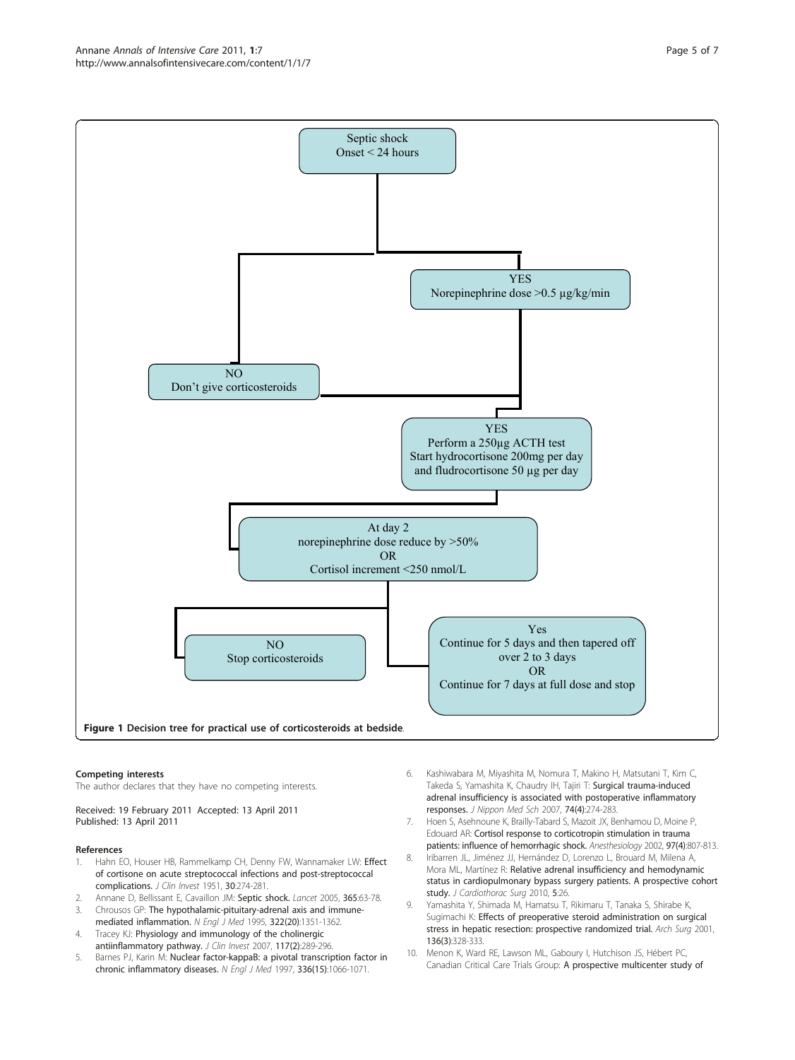Septic shock
Onset < 24 hours

YES
Norepinephrine dose >0.5 µg/kg/min

NO
Don't give corticosteroids

YES
Perform a 250µg ACTH test
Start hydrocortisone 200mg per day
and fludrocortisone 50 µg per day

At day 2
norepinephrine dose reduce by >50%
OR
Cortisol increment <250 nmol/L

NO
Stop corticosteroids

Yes
Continue for 5 days and then tapered off over 2 to 3 days
OR
Continue for 7 days at full dose and stop

**Figure 1 Decision tree for practical use of corticosteroids at bedside**.

### Competing interests

The author declares that they have no competing interests.

Received: 19 February 2011 Accepted: 13 April 2011
Published: 13 April 2011

### References

1. Hahn EO, Houser HB, Rammelkamp CH, Denny FW, Wannamaker LW: **Effect of cortisone on acute streptococcal infections and post-streptococcal complications.** *J Clin Invest* 1951, **30**:274-281.
2. Annane D, Bellissant E, Cavaillon JM: **Septic shock.** *Lancet* 2005, **365**:63-78.
3. Chrousos GP: **The hypothalamic-pituitary-adrenal axis and immune-mediated inflammation.** *N Engl J Med* 1995, **322(20)**:1351-1362.
4. Tracey KJ: **Physiology and immunology of the cholinergic antiinflammatory pathway.** *J Clin Invest* 2007, **117(2)**:289-296.
5. Barnes PJ, Karin M: **Nuclear factor-kappaB: a pivotal transcription factor in chronic inflammatory diseases.** *N Engl J Med* 1997, **336(15)**:1066-1071.
6. Kashiwabara M, Miyashita M, Nomura T, Makino H, Matsutani T, Kim C, Takeda S, Yamashita K, Chaudry IH, Tajiri T: **Surgical trauma-induced adrenal insufficiency is associated with postoperative inflammatory responses.** *J Nippon Med Sch* 2007, **74(4)**:274-283.
7. Hoen S, Asehnoune K, Brailly-Tabard S, Mazoit JX, Benhamou D, Moine P, Edouard AR: **Cortisol response to corticotropin stimulation in trauma patients: influence of hemorrhagic shock.** *Anesthesiology* 2002, **97(4)**:807-813.
8. Iribarren JL, Jiménez JJ, Hernández D, Lorenzo L, Brouard M, Milena A, Mora ML, Martínez R: **Relative adrenal insufficiency and hemodynamic status in cardiopulmonary bypass surgery patients. A prospective cohort study.** *J Cardiothorac Surg* 2010, **5**:26.
9. Yamashita Y, Shimada M, Hamatsu T, Rikimaru T, Tanaka S, Shirabe K, Sugimachi K: **Effects of preoperative steroid administration on surgical stress in hepatic resection: prospective randomized trial.** *Arch Surg* 2001, **136(3)**:328-333.
10. Menon K, Ward RE, Lawson ML, Gaboury I, Hutchison JS, Hébert PC, Canadian Critical Care Trials Group: **A prospective multicenter study of**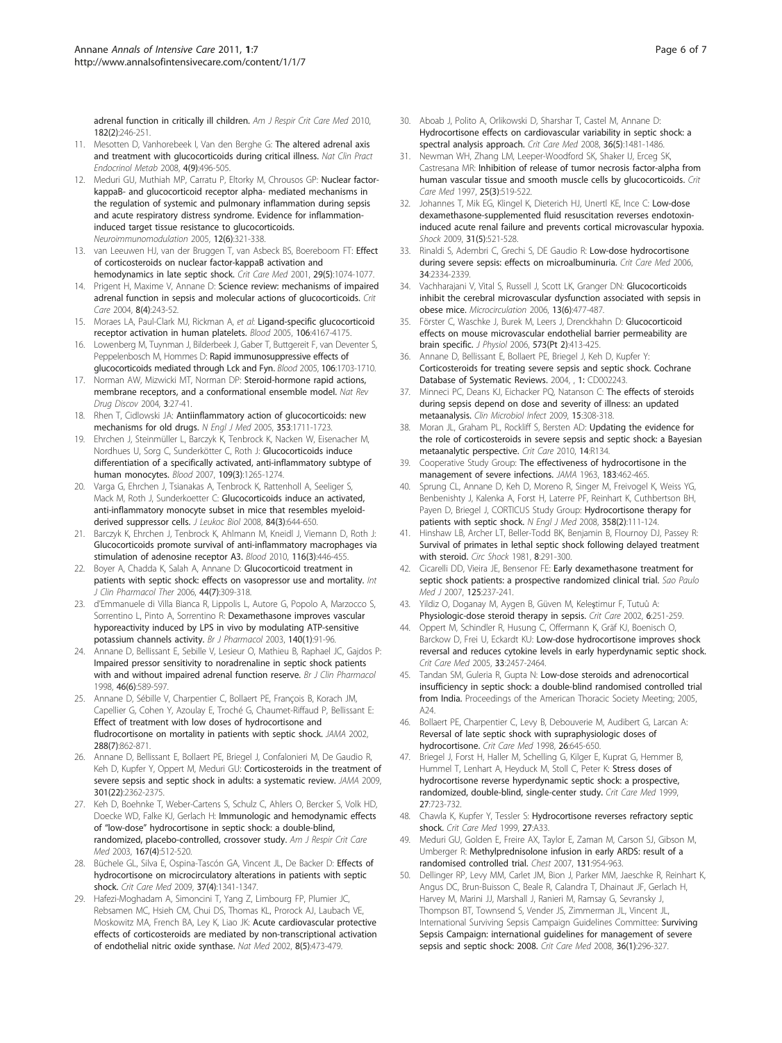adrenal function in critically ill children. *Am J Respir Crit Care Med* 2010, 182(2):246-251.

11. Mesotten D, Vanhorebeek I, Van den Berghe G: **The altered adrenal axis and treatment with glucocorticoids during critical illness.** *Nat Clin Pract Endocrinol Metab* 2008, 4(9):496-505.
12. Meduri GU, Muthiah MP, Carratu P, Eltorky M, Chrousos GP: **Nuclear factor-kappaB- and glucocorticoid receptor alpha- mediated mechanisms in the regulation of systemic and pulmonary inflammation during sepsis and acute respiratory distress syndrome. Evidence for inflammation-induced target tissue resistance to glucocorticoids.** *Neuroimmunomodulation* 2005, 12(6):321-338.
13. van Leeuwen HJ, van der Bruggen T, van Asbeck BS, Boereboom FT: **Effect of corticosteroids on nuclear factor-kappaB activation and hemodynamics in late septic shock.** *Crit Care Med* 2001, 29(5):1074-1077.
14. Prigent H, Maxime V, Annane D: **Science review: mechanisms of impaired adrenal function in sepsis and molecular actions of glucocorticoids.** *Crit Care* 2004, 8(4):243-52.
15. Moraes LA, Paul-Clark MJ, Rickman A, *et al*: **Ligand-specific glucocorticoid receptor activation in human platelets.** *Blood* 2005, 106:4167-4175.
16. Lowenberg M, Tuynman J, Bilderbeek J, Gaber T, Buttgereit F, van Deventer S, Peppelenbosch M, Hommes D: **Rapid immunosuppressive effects of glucocorticoids mediated through Lck and Fyn.** *Blood* 2005, 106:1703-1710.
17. Norman AW, Mizwicki MT, Norman DP: **Steroid-hormone rapid actions, membrane receptors, and a conformational ensemble model.** *Nat Rev Drug Discov* 2004, 3:27-41.
18. Rhen T, Cidlowski JA: **Antiinflammatory action of glucocorticoids: new mechanisms for old drugs.** *N Engl J Med* 2005, 353:1711-1723.
19. Ehrchen J, Steinmüller L, Barczyk K, Tenbrock K, Nacken W, Eisenacher M, Nordhues U, Sorg C, Sunderkötter C, Roth J: **Glucocorticoids induce differentiation of a specifically activated, anti-inflammatory subtype of human monocytes.** *Blood* 2007, 109(3):1265-1274.
20. Varga G, Ehrchen J, Tsianakas A, Tenbrock K, Rattenholl A, Seeliger S, Mack M, Roth J, Sunderkoetter C: **Glucocorticoids induce an activated, anti-inflammatory monocyte subset in mice that resembles myeloid-derived suppressor cells.** *J Leukoc Biol* 2008, 84(3):644-650.
21. Barczyk K, Ehrchen J, Tenbrock K, Ahlmann M, Kneidl J, Viemann D, Roth J: **Glucocorticoids promote survival of anti-inflammatory macrophages via stimulation of adenosine receptor A3.** *Blood* 2010, 116(3):446-455.
22. Boyer A, Chadda K, Salah A, Annane D: **Glucocorticoid treatment in patients with septic shock: effects on vasopressor use and mortality.** *Int J Clin Pharmacol Ther* 2006, 44(7):309-318.
23. d'Emmanuele di Villa Bianca R, Lippolis L, Autore G, Popolo A, Marzocco S, Sorrentino L, Pinto A, Sorrentino R: **Dexamethasone improves vascular hyporeactivity induced by LPS in vivo by modulating ATP-sensitive potassium channels activity.** *Br J Pharmacol* 2003, 140(1):91-96.
24. Annane D, Bellissant E, Sebille V, Lesieur O, Mathieu B, Raphael JC, Gajdos P: **Impaired pressor sensitivity to noradrenaline in septic shock patients with and without impaired adrenal function reserve.** *Br J Clin Pharmacol* 1998, 46(6):589-597.
25. Annane D, Sébille V, Charpentier C, Bollaert PE, François B, Korach JM, Capellier G, Cohen Y, Azoulay E, Troché G, Chaumet-Riffaud P, Bellissant E: **Effect of treatment with low doses of hydrocortisone and fludrocortisone on mortality in patients with septic shock.** *JAMA* 2002, 288(7):862-871.
26. Annane D, Bellissant E, Bollaert PE, Briegel J, Confalonieri M, De Gaudio R, Keh D, Kupfer Y, Oppert M, Meduri GU: **Corticosteroids in the treatment of severe sepsis and septic shock in adults: a systematic review.** *JAMA* 2009, 301(22):2362-2375.
27. Keh D, Boehnke T, Weber-Cartens S, Schulz C, Ahlers O, Bercker S, Volk HD, Doecke WD, Falke KJ, Gerlach H: **Immunologic and hemodynamic effects of "low-dose" hydrocortisone in septic shock: a double-blind, randomized, placebo-controlled, crossover study.** *Am J Respir Crit Care Med* 2003, 167(4):512-520.
28. Büchele GL, Silva E, Ospina-Tascón GA, Vincent JL, De Backer D: **Effects of hydrocortisone on microcirculatory alterations in patients with septic shock.** *Crit Care Med* 2009, 37(4):1341-1347.
29. Hafezi-Moghadam A, Simoncini T, Yang Z, Limbourg FP, Plumier JC, Rebsamen MC, Hsieh CM, Chui DS, Thomas KL, Prorock AJ, Laubach VE, Moskowitz MA, French BA, Ley K, Liao JK: **Acute cardiovascular protective effects of corticosteroids are mediated by non-transcriptional activation of endothelial nitric oxide synthase.** *Nat Med* 2002, 8(5):473-479.
30. Aboab J, Polito A, Orlikowski D, Sharshar T, Castel M, Annane D: **Hydrocortisone effects on cardiovascular variability in septic shock: a spectral analysis approach.** *Crit Care Med* 2008, 36(5):1481-1486.
31. Newman WH, Zhang LM, Leeper-Woodford SK, Shaker IJ, Erceg SK, Castresana MR: **Inhibition of release of tumor necrosis factor-alpha from human vascular tissue and smooth muscle cells by glucocorticoids.** *Crit Care Med* 1997, 25(3):519-522.
32. Johannes T, Mik EG, Klingel K, Dieterich HJ, Unertl KE, Ince C: **Low-dose dexamethasone-supplemented fluid resuscitation reverses endotoxin-induced acute renal failure and prevents cortical microvascular hypoxia.** *Shock* 2009, 31(5):521-528.
33. Rinaldi S, Adembri C, Grechi S, DE Gaudio R: **Low-dose hydrocortisone during severe sepsis: effects on microalbuminuria.** *Crit Care Med* 2006, 34:2334-2339.
34. Vachharajani V, Vital S, Russell J, Scott LK, Granger DN: **Glucocorticoids inhibit the cerebral microvascular dysfunction associated with sepsis in obese mice.** *Microcirculation* 2006, 13(6):477-487.
35. Förster C, Waschke J, Burek M, Leers J, Drenckhahn D: **Glucocorticoid effects on mouse microvascular endothelial barrier permeability are brain specific.** *J Physiol* 2006, 573(Pt 2):413-425.
36. Annane D, Bellissant E, Bollaert PE, Briegel J, Keh D, Kupfer Y: **Corticosteroids for treating severe sepsis and septic shock. Cochrane Database of Systematic Reviews.** 2004, , 1: CD002243.
37. Minneci PC, Deans KJ, Eichacker PQ, Natanson C: **The effects of steroids during sepsis depend on dose and severity of illness: an updated metaanalysis.** *Clin Microbiol Infect* 2009, 15:308-318.
38. Moran JL, Graham PL, Rockliff S, Bersten AD: **Updating the evidence for the role of corticosteroids in severe sepsis and septic shock: a Bayesian metaanalytic perspective.** *Crit Care* 2010, 14:R134.
39. Cooperative Study Group: **The effectiveness of hydrocortisone in the management of severe infections.** *JAMA* 1963, 183:462-465.
40. Sprung CL, Annane D, Keh D, Moreno R, Singer M, Freivogel K, Weiss YG, Benbenishty J, Kalenka A, Forst H, Laterre PF, Reinhart K, Cuthbertson BH, Payen D, Briegel J, CORTICUS Study Group: **Hydrocortisone therapy for patients with septic shock.** *N Engl J Med* 2008, 358(2):111-124.
41. Hinshaw LB, Archer LT, Beller-Todd BK, Benjamin B, Flournoy DJ, Passey R: **Survival of primates in lethal septic shock following delayed treatment with steroid.** *Circ Shock* 1981, 8:291-300.
42. Cicarelli DD, Vieira JE, Bensenor FE: **Early dexamethasone treatment for septic shock patients: a prospective randomized clinical trial.** *Sao Paulo Med J* 2007, 125:237-241.
43. Yildiz O, Doganay M, Aygen B, Güven M, Keleştimur F, Tutuû A: **Physiologic-dose steroid therapy in sepsis.** *Crit Care* 2002, 6:251-259.
44. Oppert M, Schindler R, Husung C, Offermann K, Gräf KJ, Boenisch O, Barckow D, Frei U, Eckardt KU: **Low-dose hydrocortisone improves shock reversal and reduces cytokine levels in early hyperdynamic septic shock.** *Crit Care Med* 2005, 33:2457-2464.
45. Tandan SM, Guleria R, Gupta N: **Low-dose steroids and adrenocortical insufficiency in septic shock: a double-blind randomised controlled trial from India.** Proceedings of the American Thoracic Society Meeting; 2005, A24.
46. Bollaert PE, Charpentier C, Levy B, Debouverie M, Audibert G, Larcan A: **Reversal of late septic shock with supraphysiologic doses of hydrocortisone.** *Crit Care Med* 1998, 26:645-650.
47. Briegel J, Forst H, Haller M, Schelling G, Kilger E, Kuprat G, Hemmer B, Hummel T, Lenhart A, Heyduck M, Stoll C, Peter K: **Stress doses of hydrocortisone reverse hyperdynamic septic shock: a prospective, randomized, double-blind, single-center study.** *Crit Care Med* 1999, 27:723-732.
48. Chawla K, Kupfer Y, Tessler S: **Hydrocortisone reverses refractory septic shock.** *Crit Care Med* 1999, 27:A33.
49. Meduri GU, Golden E, Freire AX, Taylor E, Zaman M, Carson SJ, Gibson M, Umberger R: **Methylprednisolone infusion in early ARDS: result of a randomised controlled trial.** *Chest* 2007, 131:954-963.
50. Dellinger RP, Levy MM, Carlet JM, Bion J, Parker MM, Jaeschke R, Reinhart K, Angus DC, Brun-Buisson C, Beale R, Calandra T, Dhainaut JF, Gerlach H, Harvey M, Marini JJ, Marshall J, Ranieri M, Ramsay G, Sevransky J, Thompson BT, Townsend S, Vender JS, Zimmerman JL, Vincent JL, International Surviving Sepsis Campaign Guidelines Committee: **Surviving Sepsis Campaign: international guidelines for management of severe sepsis and septic shock: 2008.** *Crit Care Med* 2008, 36(1):296-327.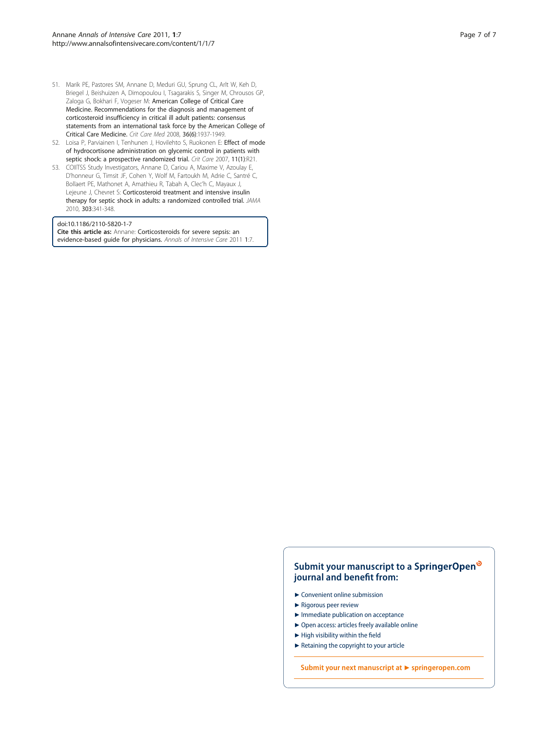51. Marik PE, Pastores SM, Annane D, Meduri GU, Sprung CL, Arlt W, Keh D, Briegel J, Beishuizen A, Dimopoulou I, Tsagarakis S, Singer M, Chrousos GP, Zaloga G, Bokhari F, Vogeser M: **American College of Critical Care Medicine. Recommendations for the diagnosis and management of corticosteroid insufficiency in critical ill adult patients: consensus statements from an international task force by the American College of Critical Care Medicine.** *Crit Care Med* 2008, **36(6)**:1937-1949.
52. Loisa P, Parviainen I, Tenhunen J, Hovilehto S, Ruokonen E: **Effect of mode of hydrocortisone administration on glycemic control in patients with septic shock: a prospective randomized trial.** *Crit Care* 2007, **11(1)**:R21.
53. COIITSS Study Investigators, Annane D, Cariou A, Maxime V, Azoulay E, D'honneur G, Timsit JF, Cohen Y, Wolf M, Fartoukh M, Adrie C, Santré C, Bollaert PE, Mathonet A, Amathieu R, Tabah A, Clec'h C, Mayaux J, Lejeune J, Chevret S: **Corticosteroid treatment and intensive insulin therapy for septic shock in adults: a randomized controlled trial.** *JAMA* 2010, **303**:341-348.

doi:10.1186/2110-5820-1-7
**Cite this article as:** Annane: Corticosteroids for severe sepsis: an evidence-based guide for physicians. *Annals of Intensive Care* 2011 **1**:7.

**Submit your manuscript to a SpringerOpen journal and benefit from:**

- ► Convenient online submission
- ► Rigorous peer review
- ► Immediate publication on acceptance
- ► Open access: articles freely available online
- ► High visibility within the field
- ► Retaining the copyright to your article

**Submit your next manuscript at ► springeropen.com**